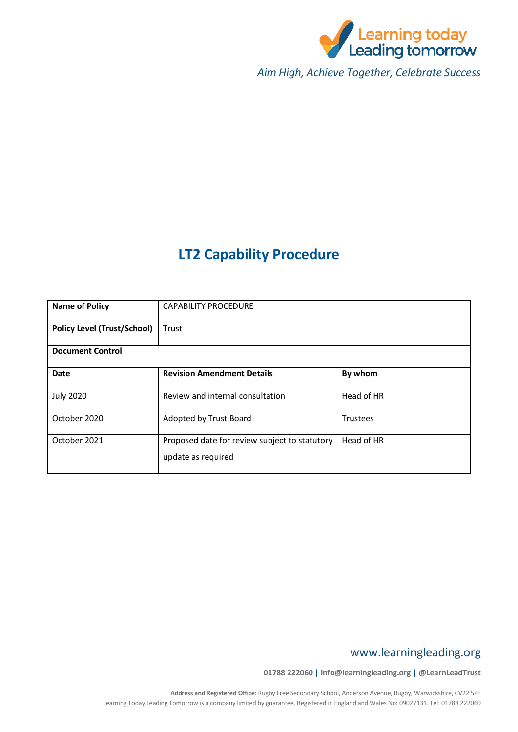Learning today Leading tomorrow

*Aim High, Achieve Together, Celebrate Success*

# LT2 Capability Procedure

| **Name of Policy** | CAPABILITY PROCEDURE | |
|---|---|---|
| **Policy Level (Trust/School)** | Trust | |
| **Document Control** | | |
| **Date** | **Revision Amendment Details** | **By whom** |
| July 2020 | Review and internal consultation | Head of HR |
| October 2020 | Adopted by Trust Board | Trustees |
| October 2021 | Proposed date for review subject to statutory update as required | Head of HR |

www.learningleading.org

**01788 222060 | info@learningleading.org | @LearnLeadTrust**

**Address and Registered Office:** Rugby Free Secondary School, Anderson Avenue, Rugby, Warwickshire, CV22 5PE
Learning Today Leading Tomorrow is a company limited by guarantee. Registered in England and Wales No: 09027131. Tel: 01788 222060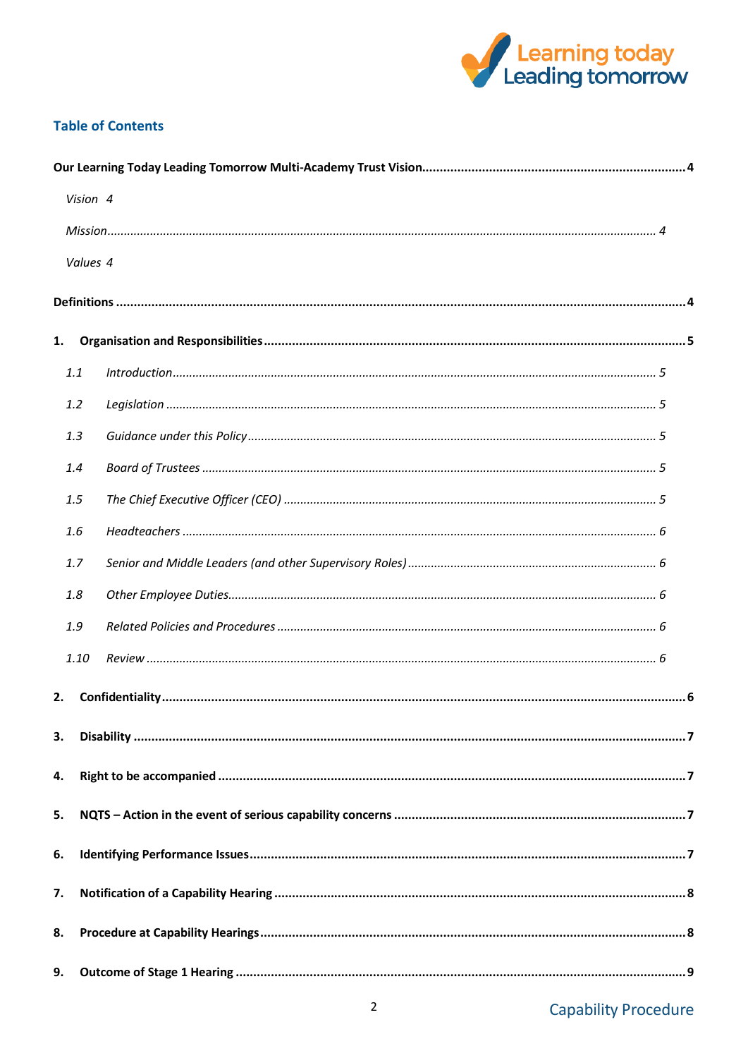## Table of Contents

**Our Learning Today Leading Tomorrow Multi-Academy Trust Vision** .......... 4

*Vision* 4

*Mission* .......... 4

*Values* 4

**Definitions** .......... 4

**1. Organisation and Responsibilities** .......... 5

*1.1 Introduction* .......... 5

*1.2 Legislation* .......... 5

*1.3 Guidance under this Policy* .......... 5

*1.4 Board of Trustees* .......... 5

*1.5 The Chief Executive Officer (CEO)* .......... 5

*1.6 Headteachers* .......... 6

*1.7 Senior and Middle Leaders (and other Supervisory Roles)* .......... 6

*1.8 Other Employee Duties* .......... 6

*1.9 Related Policies and Procedures* .......... 6

*1.10 Review* .......... 6

**2. Confidentiality** .......... 6

**3. Disability** .......... 7

**4. Right to be accompanied** .......... 7

**5. NQTS – Action in the event of serious capability concerns** .......... 7

**6. Identifying Performance Issues** .......... 7

**7. Notification of a Capability Hearing** .......... 8

**8. Procedure at Capability Hearings** .......... 8

**9. Outcome of Stage 1 Hearing** .......... 9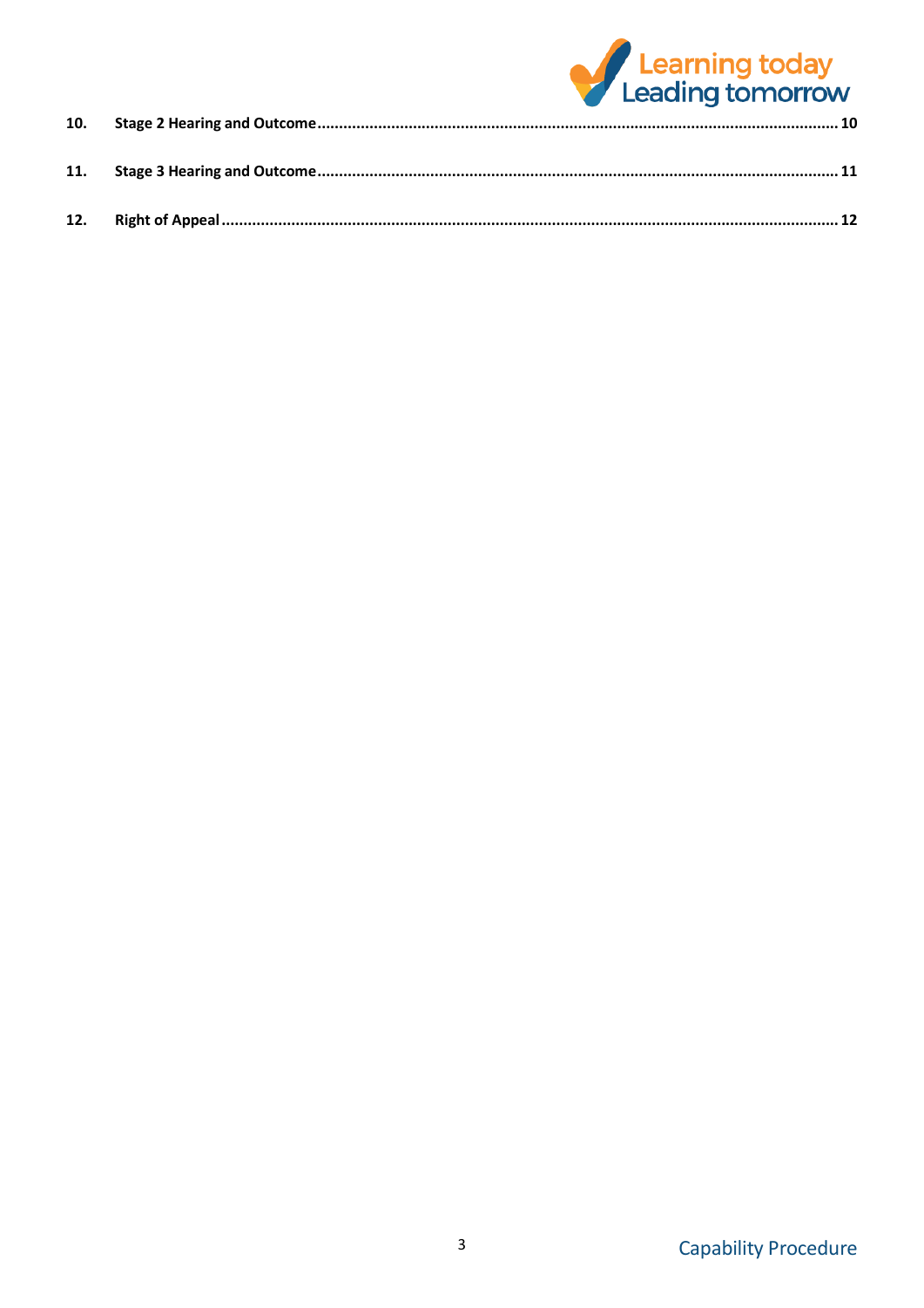| | | |
|---|---|---|
| **10.** | **Stage 2 Hearing and Outcome** | **10** |
| **11.** | **Stage 3 Hearing and Outcome** | **11** |
| **12.** | **Right of Appeal** | **12** |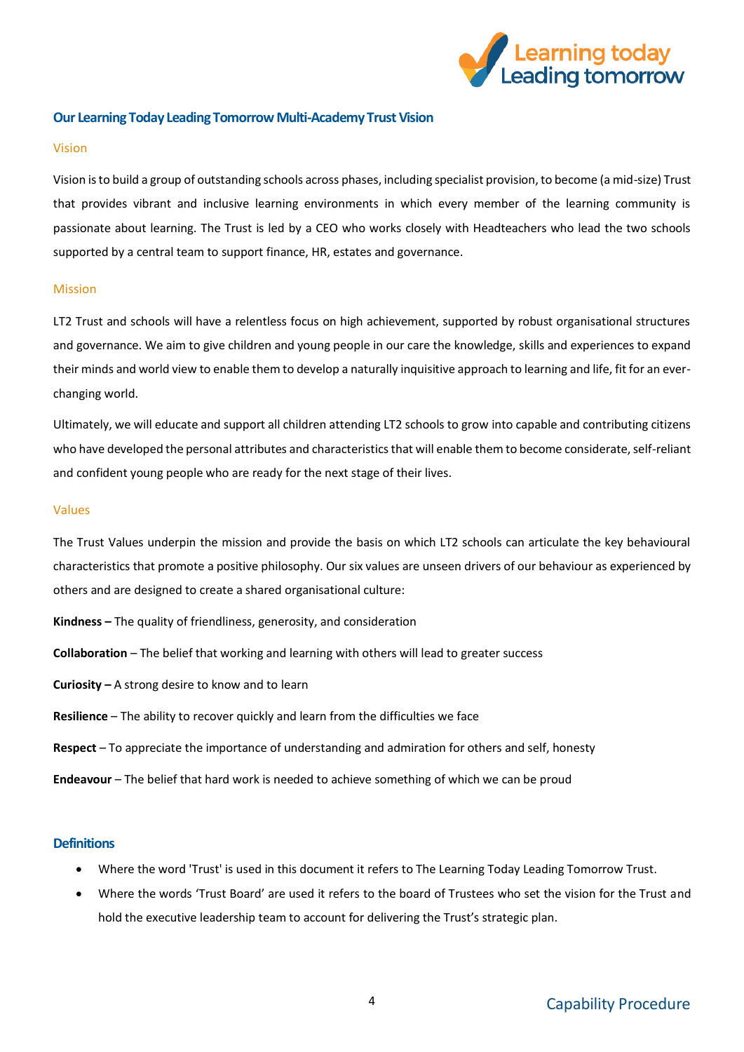## Our Learning Today Leading Tomorrow Multi-Academy Trust Vision

### Vision

Vision is to build a group of outstanding schools across phases, including specialist provision, to become (a mid-size) Trust that provides vibrant and inclusive learning environments in which every member of the learning community is passionate about learning. The Trust is led by a CEO who works closely with Headteachers who lead the two schools supported by a central team to support finance, HR, estates and governance.

### Mission

LT2 Trust and schools will have a relentless focus on high achievement, supported by robust organisational structures and governance. We aim to give children and young people in our care the knowledge, skills and experiences to expand their minds and world view to enable them to develop a naturally inquisitive approach to learning and life, fit for an ever-changing world.

Ultimately, we will educate and support all children attending LT2 schools to grow into capable and contributing citizens who have developed the personal attributes and characteristics that will enable them to become considerate, self-reliant and confident young people who are ready for the next stage of their lives.

### Values

The Trust Values underpin the mission and provide the basis on which LT2 schools can articulate the key behavioural characteristics that promote a positive philosophy. Our six values are unseen drivers of our behaviour as experienced by others and are designed to create a shared organisational culture:

**Kindness –** The quality of friendliness, generosity, and consideration

**Collaboration** – The belief that working and learning with others will lead to greater success

**Curiosity –** A strong desire to know and to learn

**Resilience** – The ability to recover quickly and learn from the difficulties we face

**Respect** – To appreciate the importance of understanding and admiration for others and self, honesty

**Endeavour** – The belief that hard work is needed to achieve something of which we can be proud

## Definitions

- Where the word 'Trust' is used in this document it refers to The Learning Today Leading Tomorrow Trust.
- Where the words 'Trust Board' are used it refers to the board of Trustees who set the vision for the Trust and hold the executive leadership team to account for delivering the Trust's strategic plan.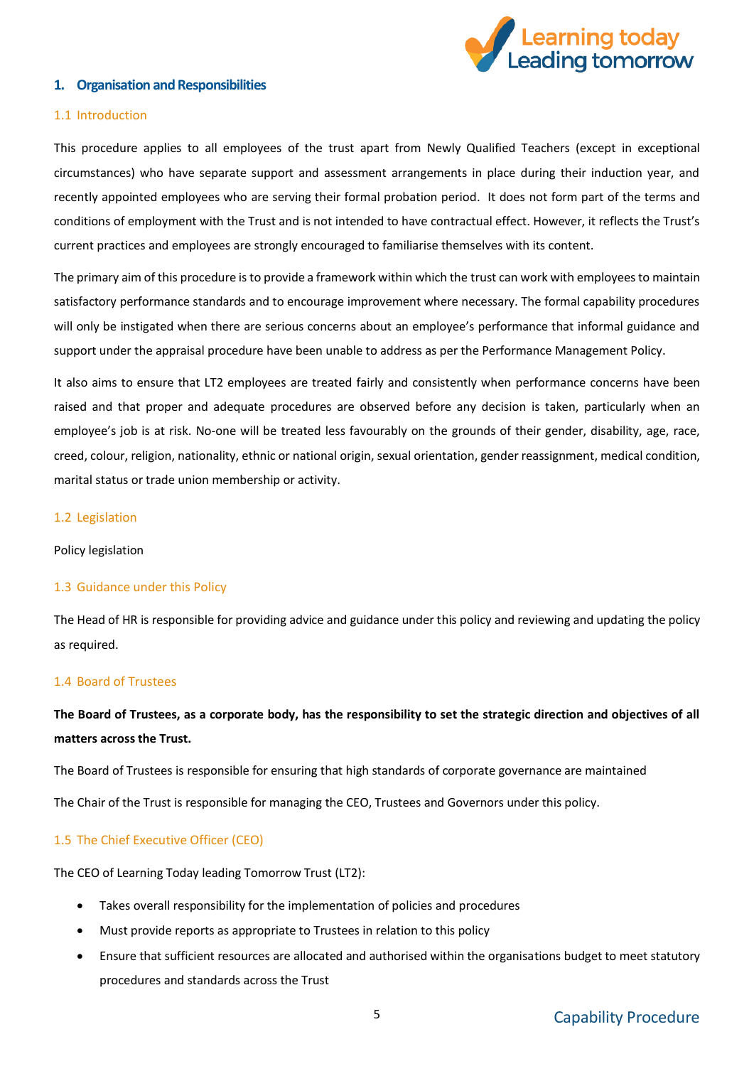## 1. Organisation and Responsibilities

### 1.1 Introduction

This procedure applies to all employees of the trust apart from Newly Qualified Teachers (except in exceptional circumstances) who have separate support and assessment arrangements in place during their induction year, and recently appointed employees who are serving their formal probation period. It does not form part of the terms and conditions of employment with the Trust and is not intended to have contractual effect. However, it reflects the Trust's current practices and employees are strongly encouraged to familiarise themselves with its content.

The primary aim of this procedure is to provide a framework within which the trust can work with employees to maintain satisfactory performance standards and to encourage improvement where necessary. The formal capability procedures will only be instigated when there are serious concerns about an employee's performance that informal guidance and support under the appraisal procedure have been unable to address as per the Performance Management Policy.

It also aims to ensure that LT2 employees are treated fairly and consistently when performance concerns have been raised and that proper and adequate procedures are observed before any decision is taken, particularly when an employee's job is at risk. No-one will be treated less favourably on the grounds of their gender, disability, age, race, creed, colour, religion, nationality, ethnic or national origin, sexual orientation, gender reassignment, medical condition, marital status or trade union membership or activity.

### 1.2 Legislation

Policy legislation

### 1.3 Guidance under this Policy

The Head of HR is responsible for providing advice and guidance under this policy and reviewing and updating the policy as required.

### 1.4 Board of Trustees

**The Board of Trustees, as a corporate body, has the responsibility to set the strategic direction and objectives of all matters across the Trust.**

The Board of Trustees is responsible for ensuring that high standards of corporate governance are maintained

The Chair of the Trust is responsible for managing the CEO, Trustees and Governors under this policy.

### 1.5 The Chief Executive Officer (CEO)

The CEO of Learning Today leading Tomorrow Trust (LT2):

- Takes overall responsibility for the implementation of policies and procedures
- Must provide reports as appropriate to Trustees in relation to this policy
- Ensure that sufficient resources are allocated and authorised within the organisations budget to meet statutory procedures and standards across the Trust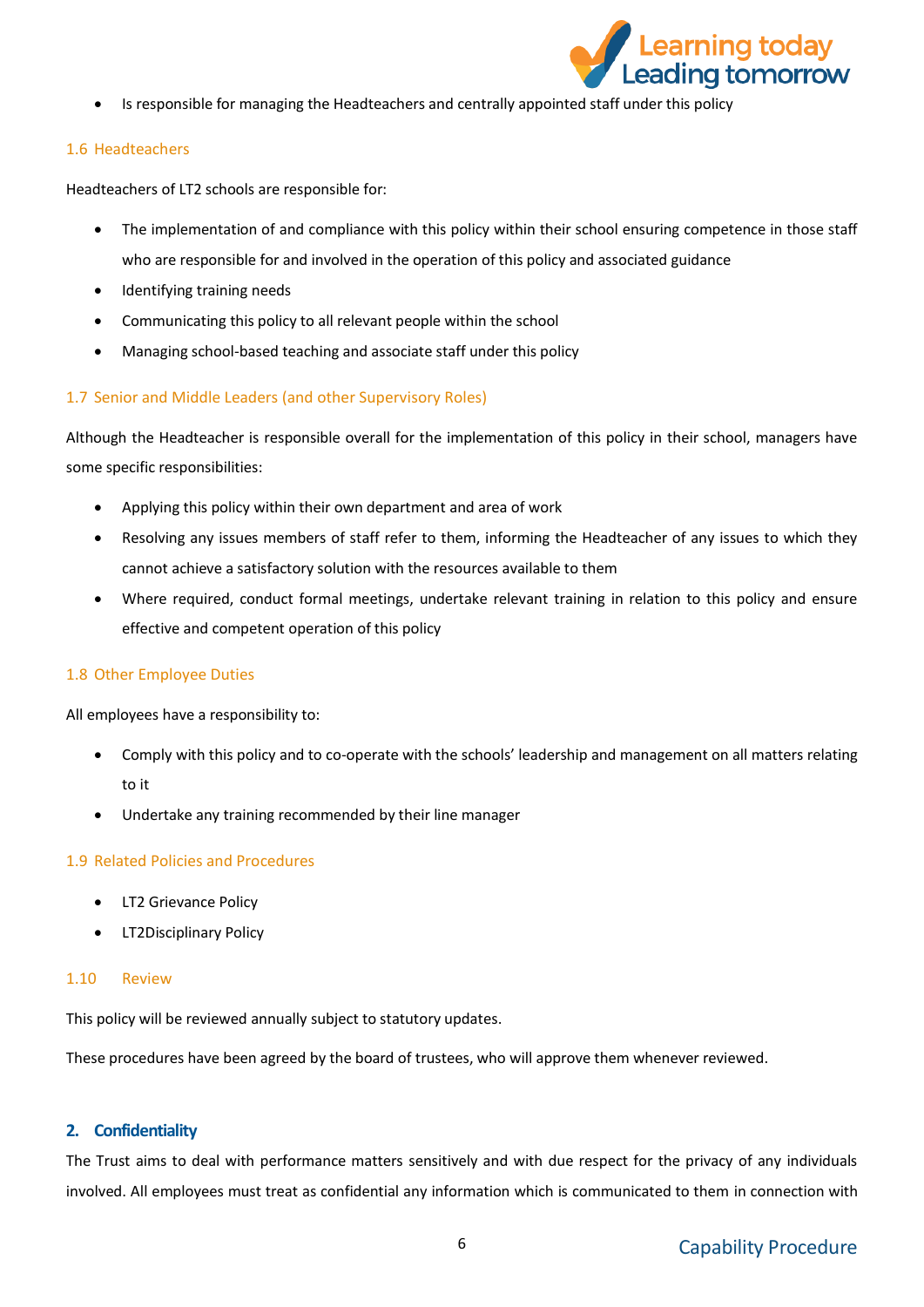- Is responsible for managing the Headteachers and centrally appointed staff under this policy

### 1.6 Headteachers

Headteachers of LT2 schools are responsible for:

- The implementation of and compliance with this policy within their school ensuring competence in those staff who are responsible for and involved in the operation of this policy and associated guidance
- Identifying training needs
- Communicating this policy to all relevant people within the school
- Managing school-based teaching and associate staff under this policy

### 1.7 Senior and Middle Leaders (and other Supervisory Roles)

Although the Headteacher is responsible overall for the implementation of this policy in their school, managers have some specific responsibilities:

- Applying this policy within their own department and area of work
- Resolving any issues members of staff refer to them, informing the Headteacher of any issues to which they cannot achieve a satisfactory solution with the resources available to them
- Where required, conduct formal meetings, undertake relevant training in relation to this policy and ensure effective and competent operation of this policy

### 1.8 Other Employee Duties

All employees have a responsibility to:

- Comply with this policy and to co-operate with the schools' leadership and management on all matters relating to it
- Undertake any training recommended by their line manager

### 1.9 Related Policies and Procedures

- LT2 Grievance Policy
- LT2Disciplinary Policy

### 1.10 Review

This policy will be reviewed annually subject to statutory updates.

These procedures have been agreed by the board of trustees, who will approve them whenever reviewed.

## 2. Confidentiality

The Trust aims to deal with performance matters sensitively and with due respect for the privacy of any individuals involved. All employees must treat as confidential any information which is communicated to them in connection with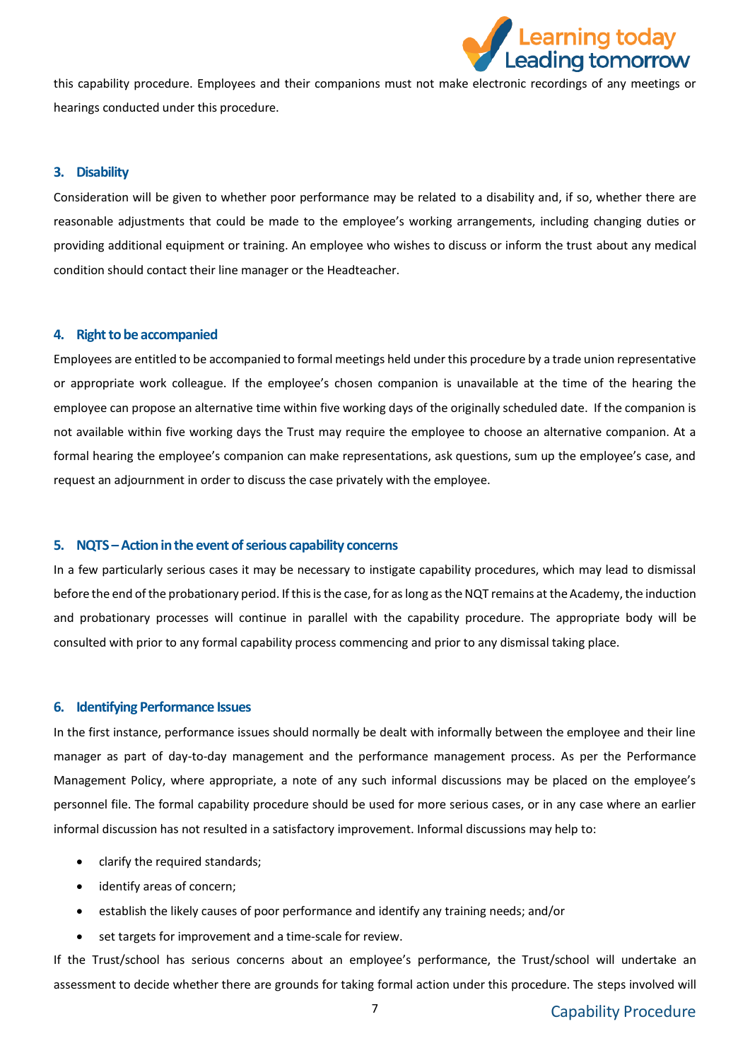this capability procedure. Employees and their companions must not make electronic recordings of any meetings or hearings conducted under this procedure.

### 3. Disability

Consideration will be given to whether poor performance may be related to a disability and, if so, whether there are reasonable adjustments that could be made to the employee's working arrangements, including changing duties or providing additional equipment or training. An employee who wishes to discuss or inform the trust about any medical condition should contact their line manager or the Headteacher.

### 4. Right to be accompanied

Employees are entitled to be accompanied to formal meetings held under this procedure by a trade union representative or appropriate work colleague. If the employee's chosen companion is unavailable at the time of the hearing the employee can propose an alternative time within five working days of the originally scheduled date. If the companion is not available within five working days the Trust may require the employee to choose an alternative companion. At a formal hearing the employee's companion can make representations, ask questions, sum up the employee's case, and request an adjournment in order to discuss the case privately with the employee.

### 5. NQTS – Action in the event of serious capability concerns

In a few particularly serious cases it may be necessary to instigate capability procedures, which may lead to dismissal before the end of the probationary period. If this is the case, for as long as the NQT remains at the Academy, the induction and probationary processes will continue in parallel with the capability procedure. The appropriate body will be consulted with prior to any formal capability process commencing and prior to any dismissal taking place.

### 6. Identifying Performance Issues

In the first instance, performance issues should normally be dealt with informally between the employee and their line manager as part of day-to-day management and the performance management process. As per the Performance Management Policy, where appropriate, a note of any such informal discussions may be placed on the employee's personnel file. The formal capability procedure should be used for more serious cases, or in any case where an earlier informal discussion has not resulted in a satisfactory improvement. Informal discussions may help to:

- clarify the required standards;
- identify areas of concern;
- establish the likely causes of poor performance and identify any training needs; and/or
- set targets for improvement and a time-scale for review.

If the Trust/school has serious concerns about an employee's performance, the Trust/school will undertake an assessment to decide whether there are grounds for taking formal action under this procedure. The steps involved will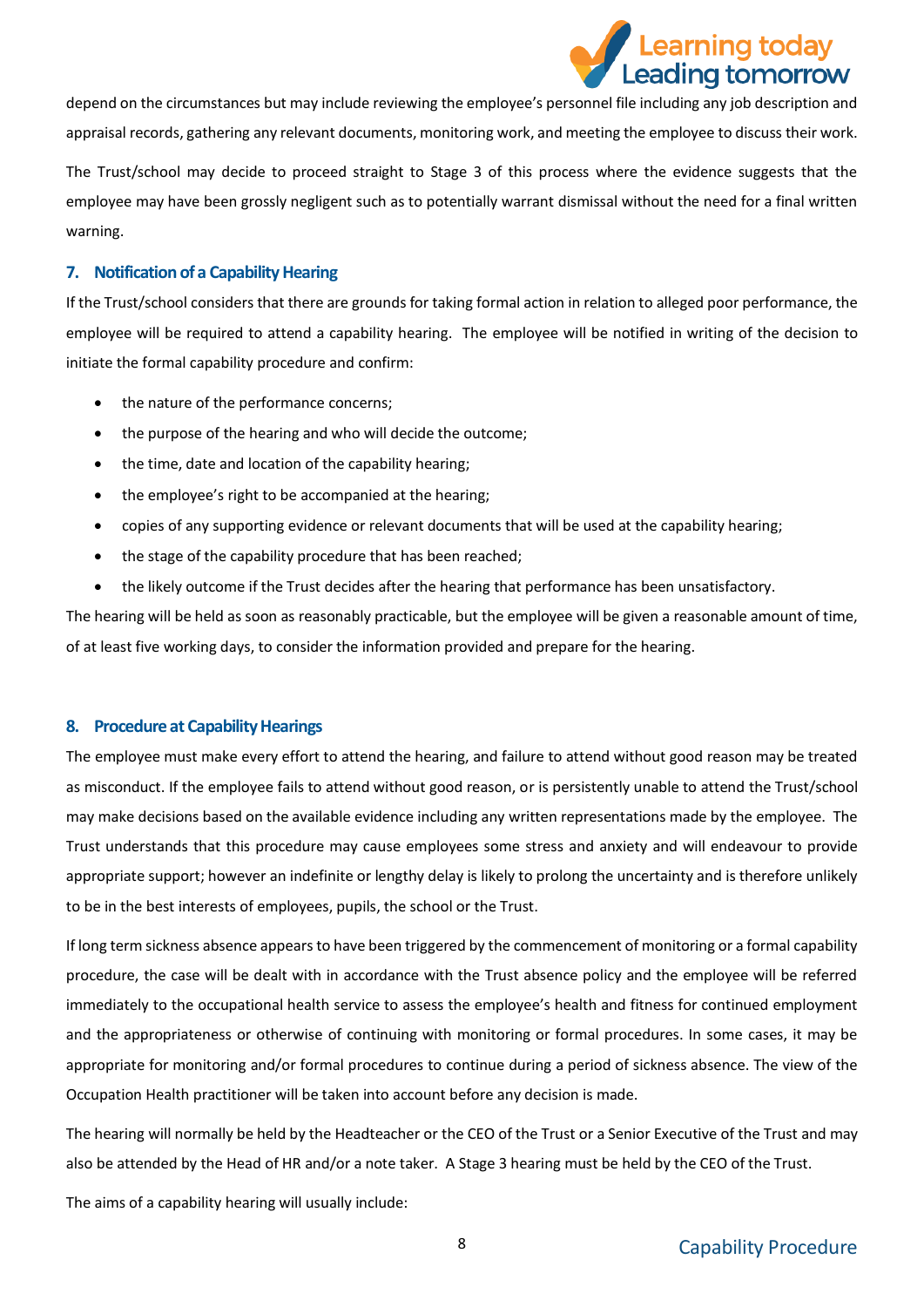depend on the circumstances but may include reviewing the employee's personnel file including any job description and appraisal records, gathering any relevant documents, monitoring work, and meeting the employee to discuss their work.

The Trust/school may decide to proceed straight to Stage 3 of this process where the evidence suggests that the employee may have been grossly negligent such as to potentially warrant dismissal without the need for a final written warning.

### 7. Notification of a Capability Hearing

If the Trust/school considers that there are grounds for taking formal action in relation to alleged poor performance, the employee will be required to attend a capability hearing. The employee will be notified in writing of the decision to initiate the formal capability procedure and confirm:

- the nature of the performance concerns;
- the purpose of the hearing and who will decide the outcome;
- the time, date and location of the capability hearing;
- the employee's right to be accompanied at the hearing;
- copies of any supporting evidence or relevant documents that will be used at the capability hearing;
- the stage of the capability procedure that has been reached;
- the likely outcome if the Trust decides after the hearing that performance has been unsatisfactory.

The hearing will be held as soon as reasonably practicable, but the employee will be given a reasonable amount of time, of at least five working days, to consider the information provided and prepare for the hearing.

### 8. Procedure at Capability Hearings

The employee must make every effort to attend the hearing, and failure to attend without good reason may be treated as misconduct. If the employee fails to attend without good reason, or is persistently unable to attend the Trust/school may make decisions based on the available evidence including any written representations made by the employee. The Trust understands that this procedure may cause employees some stress and anxiety and will endeavour to provide appropriate support; however an indefinite or lengthy delay is likely to prolong the uncertainty and is therefore unlikely to be in the best interests of employees, pupils, the school or the Trust.

If long term sickness absence appears to have been triggered by the commencement of monitoring or a formal capability procedure, the case will be dealt with in accordance with the Trust absence policy and the employee will be referred immediately to the occupational health service to assess the employee's health and fitness for continued employment and the appropriateness or otherwise of continuing with monitoring or formal procedures. In some cases, it may be appropriate for monitoring and/or formal procedures to continue during a period of sickness absence. The view of the Occupation Health practitioner will be taken into account before any decision is made.

The hearing will normally be held by the Headteacher or the CEO of the Trust or a Senior Executive of the Trust and may also be attended by the Head of HR and/or a note taker. A Stage 3 hearing must be held by the CEO of the Trust.

The aims of a capability hearing will usually include: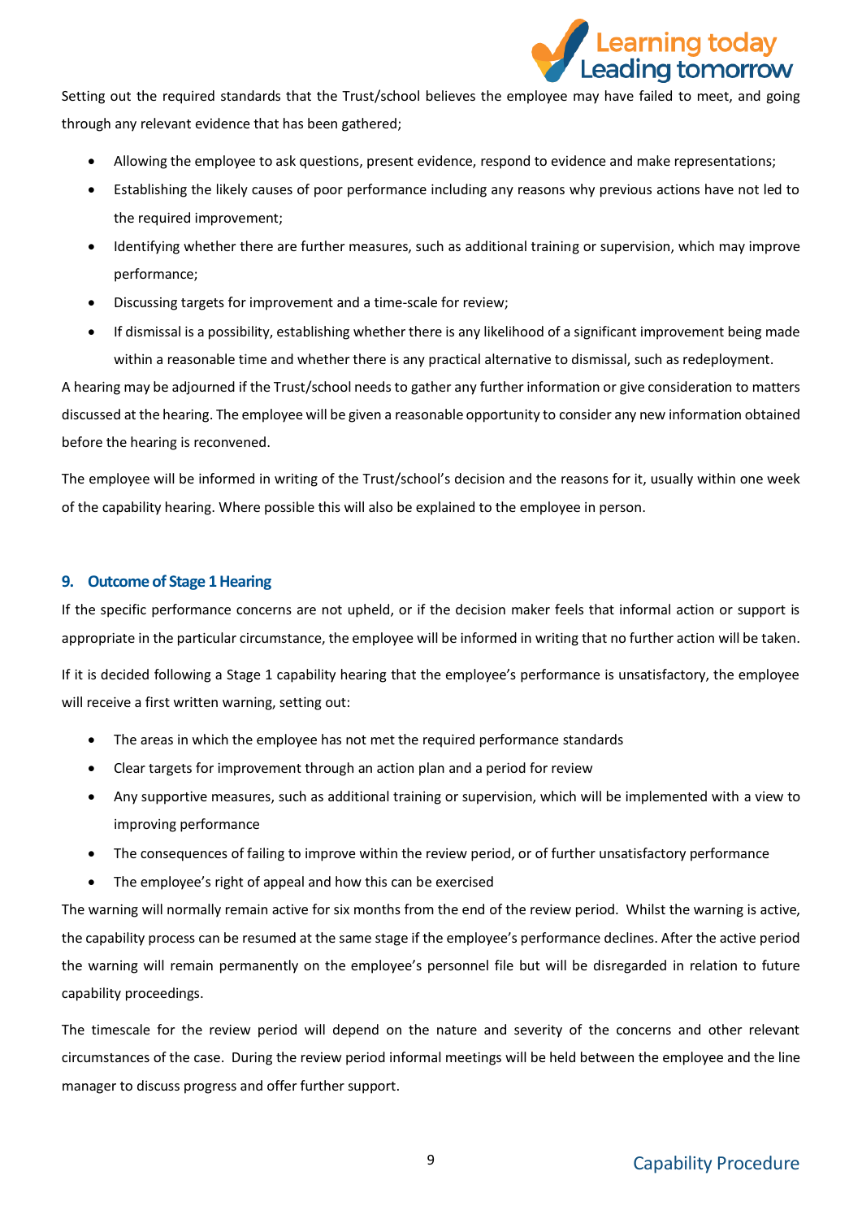Setting out the required standards that the Trust/school believes the employee may have failed to meet, and going through any relevant evidence that has been gathered;

- Allowing the employee to ask questions, present evidence, respond to evidence and make representations;
- Establishing the likely causes of poor performance including any reasons why previous actions have not led to the required improvement;
- Identifying whether there are further measures, such as additional training or supervision, which may improve performance;
- Discussing targets for improvement and a time-scale for review;
- If dismissal is a possibility, establishing whether there is any likelihood of a significant improvement being made within a reasonable time and whether there is any practical alternative to dismissal, such as redeployment.

A hearing may be adjourned if the Trust/school needs to gather any further information or give consideration to matters discussed at the hearing. The employee will be given a reasonable opportunity to consider any new information obtained before the hearing is reconvened.

The employee will be informed in writing of the Trust/school's decision and the reasons for it, usually within one week of the capability hearing. Where possible this will also be explained to the employee in person.

## 9. Outcome of Stage 1 Hearing

If the specific performance concerns are not upheld, or if the decision maker feels that informal action or support is appropriate in the particular circumstance, the employee will be informed in writing that no further action will be taken.

If it is decided following a Stage 1 capability hearing that the employee's performance is unsatisfactory, the employee will receive a first written warning, setting out:

- The areas in which the employee has not met the required performance standards
- Clear targets for improvement through an action plan and a period for review
- Any supportive measures, such as additional training or supervision, which will be implemented with a view to improving performance
- The consequences of failing to improve within the review period, or of further unsatisfactory performance
- The employee's right of appeal and how this can be exercised

The warning will normally remain active for six months from the end of the review period. Whilst the warning is active, the capability process can be resumed at the same stage if the employee's performance declines. After the active period the warning will remain permanently on the employee's personnel file but will be disregarded in relation to future capability proceedings.

The timescale for the review period will depend on the nature and severity of the concerns and other relevant circumstances of the case. During the review period informal meetings will be held between the employee and the line manager to discuss progress and offer further support.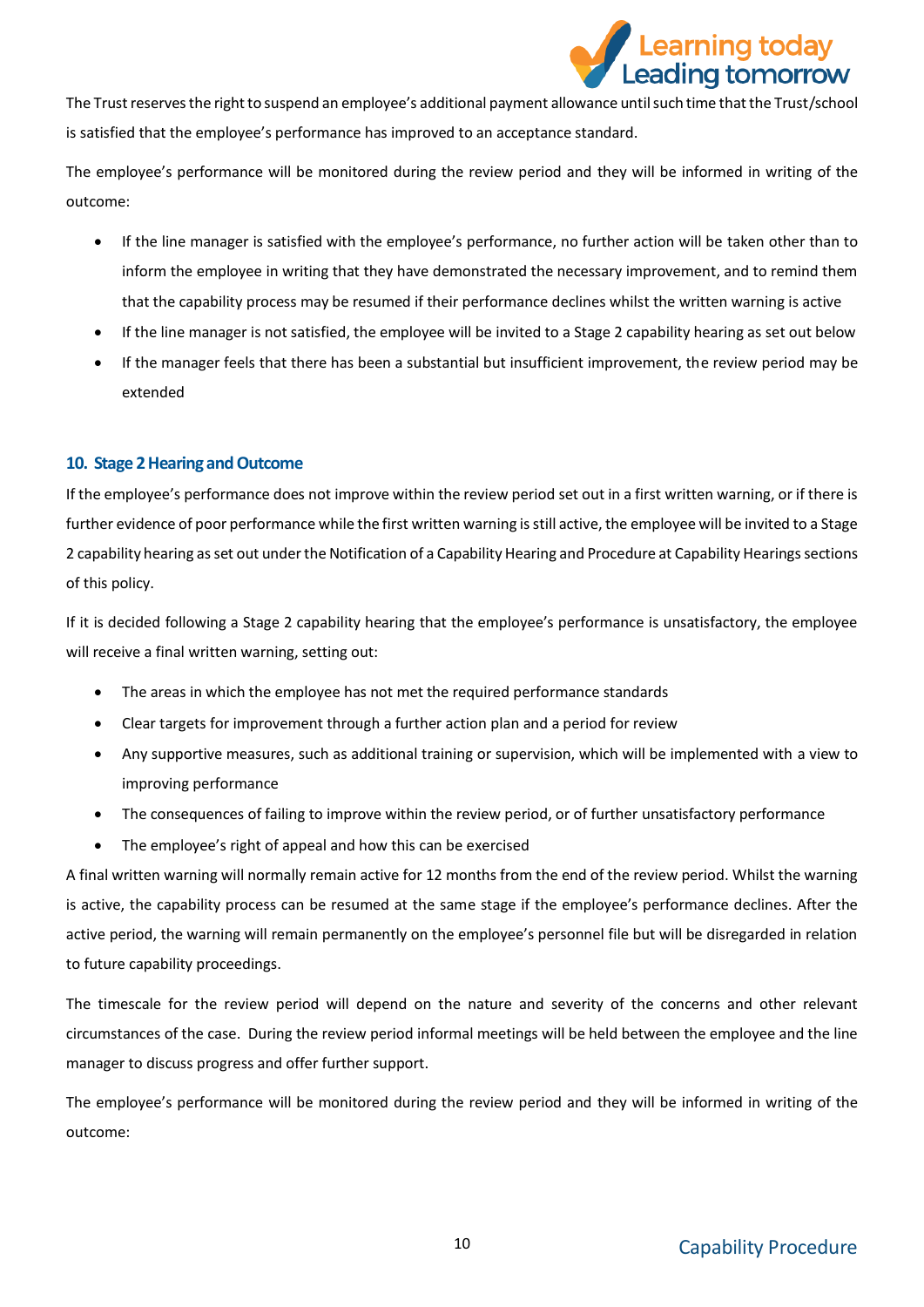The Trust reserves the right to suspend an employee's additional payment allowance until such time that the Trust/school is satisfied that the employee's performance has improved to an acceptance standard.

The employee's performance will be monitored during the review period and they will be informed in writing of the outcome:

- If the line manager is satisfied with the employee's performance, no further action will be taken other than to inform the employee in writing that they have demonstrated the necessary improvement, and to remind them that the capability process may be resumed if their performance declines whilst the written warning is active
- If the line manager is not satisfied, the employee will be invited to a Stage 2 capability hearing as set out below
- If the manager feels that there has been a substantial but insufficient improvement, the review period may be extended

## 10. Stage 2 Hearing and Outcome

If the employee's performance does not improve within the review period set out in a first written warning, or if there is further evidence of poor performance while the first written warning is still active, the employee will be invited to a Stage 2 capability hearing as set out under the Notification of a Capability Hearing and Procedure at Capability Hearings sections of this policy.

If it is decided following a Stage 2 capability hearing that the employee's performance is unsatisfactory, the employee will receive a final written warning, setting out:

- The areas in which the employee has not met the required performance standards
- Clear targets for improvement through a further action plan and a period for review
- Any supportive measures, such as additional training or supervision, which will be implemented with a view to improving performance
- The consequences of failing to improve within the review period, or of further unsatisfactory performance
- The employee's right of appeal and how this can be exercised

A final written warning will normally remain active for 12 months from the end of the review period. Whilst the warning is active, the capability process can be resumed at the same stage if the employee's performance declines. After the active period, the warning will remain permanently on the employee's personnel file but will be disregarded in relation to future capability proceedings.

The timescale for the review period will depend on the nature and severity of the concerns and other relevant circumstances of the case. During the review period informal meetings will be held between the employee and the line manager to discuss progress and offer further support.

The employee's performance will be monitored during the review period and they will be informed in writing of the outcome: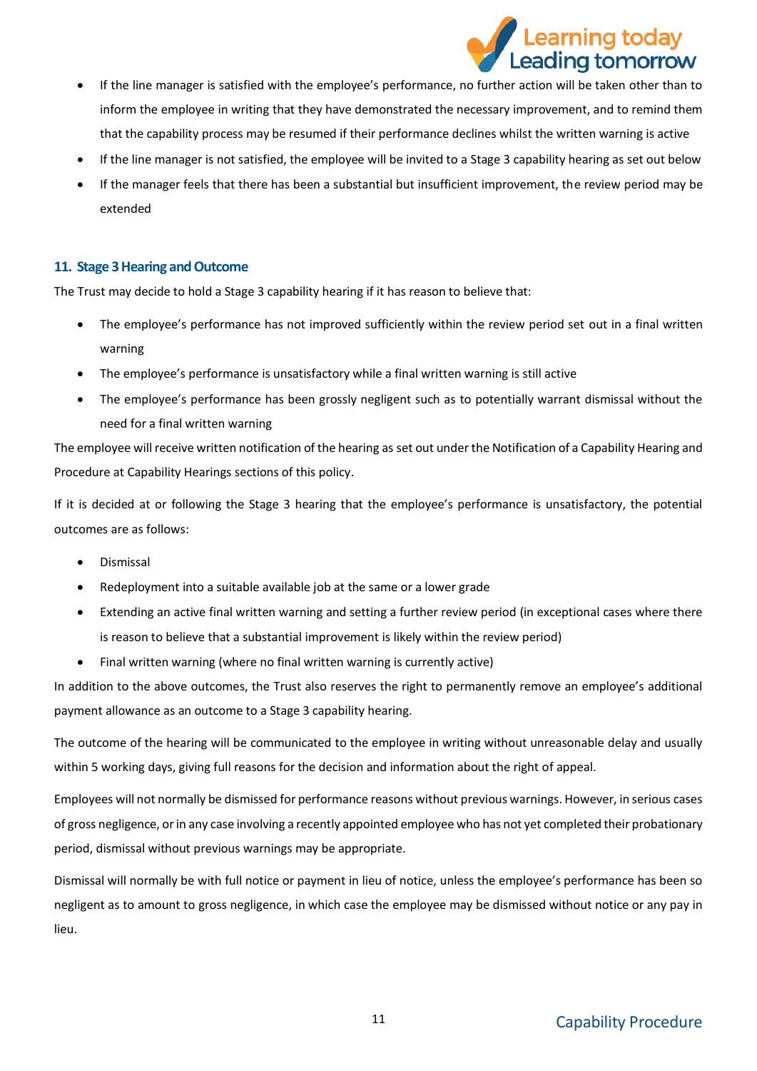- If the line manager is satisfied with the employee's performance, no further action will be taken other than to inform the employee in writing that they have demonstrated the necessary improvement, and to remind them that the capability process may be resumed if their performance declines whilst the written warning is active
- If the line manager is not satisfied, the employee will be invited to a Stage 3 capability hearing as set out below
- If the manager feels that there has been a substantial but insufficient improvement, the review period may be extended

### 11. Stage 3 Hearing and Outcome

The Trust may decide to hold a Stage 3 capability hearing if it has reason to believe that:

- The employee's performance has not improved sufficiently within the review period set out in a final written warning
- The employee's performance is unsatisfactory while a final written warning is still active
- The employee's performance has been grossly negligent such as to potentially warrant dismissal without the need for a final written warning

The employee will receive written notification of the hearing as set out under the Notification of a Capability Hearing and Procedure at Capability Hearings sections of this policy.

If it is decided at or following the Stage 3 hearing that the employee's performance is unsatisfactory, the potential outcomes are as follows:

- Dismissal
- Redeployment into a suitable available job at the same or a lower grade
- Extending an active final written warning and setting a further review period (in exceptional cases where there is reason to believe that a substantial improvement is likely within the review period)
- Final written warning (where no final written warning is currently active)

In addition to the above outcomes, the Trust also reserves the right to permanently remove an employee's additional payment allowance as an outcome to a Stage 3 capability hearing.

The outcome of the hearing will be communicated to the employee in writing without unreasonable delay and usually within 5 working days, giving full reasons for the decision and information about the right of appeal.

Employees will not normally be dismissed for performance reasons without previous warnings. However, in serious cases of gross negligence, or in any case involving a recently appointed employee who has not yet completed their probationary period, dismissal without previous warnings may be appropriate.

Dismissal will normally be with full notice or payment in lieu of notice, unless the employee's performance has been so negligent as to amount to gross negligence, in which case the employee may be dismissed without notice or any pay in lieu.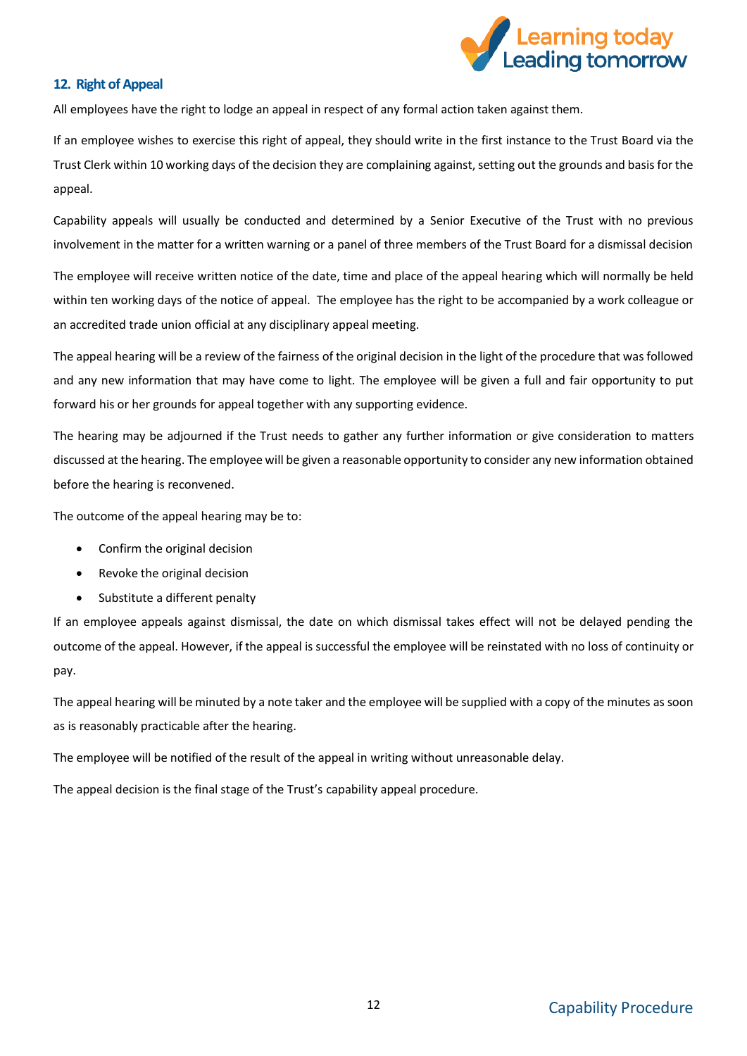## 12. Right of Appeal

All employees have the right to lodge an appeal in respect of any formal action taken against them.

If an employee wishes to exercise this right of appeal, they should write in the first instance to the Trust Board via the Trust Clerk within 10 working days of the decision they are complaining against, setting out the grounds and basis for the appeal.

Capability appeals will usually be conducted and determined by a Senior Executive of the Trust with no previous involvement in the matter for a written warning or a panel of three members of the Trust Board for a dismissal decision

The employee will receive written notice of the date, time and place of the appeal hearing which will normally be held within ten working days of the notice of appeal. The employee has the right to be accompanied by a work colleague or an accredited trade union official at any disciplinary appeal meeting.

The appeal hearing will be a review of the fairness of the original decision in the light of the procedure that was followed and any new information that may have come to light. The employee will be given a full and fair opportunity to put forward his or her grounds for appeal together with any supporting evidence.

The hearing may be adjourned if the Trust needs to gather any further information or give consideration to matters discussed at the hearing. The employee will be given a reasonable opportunity to consider any new information obtained before the hearing is reconvened.

The outcome of the appeal hearing may be to:

- Confirm the original decision
- Revoke the original decision
- Substitute a different penalty

If an employee appeals against dismissal, the date on which dismissal takes effect will not be delayed pending the outcome of the appeal. However, if the appeal is successful the employee will be reinstated with no loss of continuity or pay.

The appeal hearing will be minuted by a note taker and the employee will be supplied with a copy of the minutes as soon as is reasonably practicable after the hearing.

The employee will be notified of the result of the appeal in writing without unreasonable delay.

The appeal decision is the final stage of the Trust's capability appeal procedure.